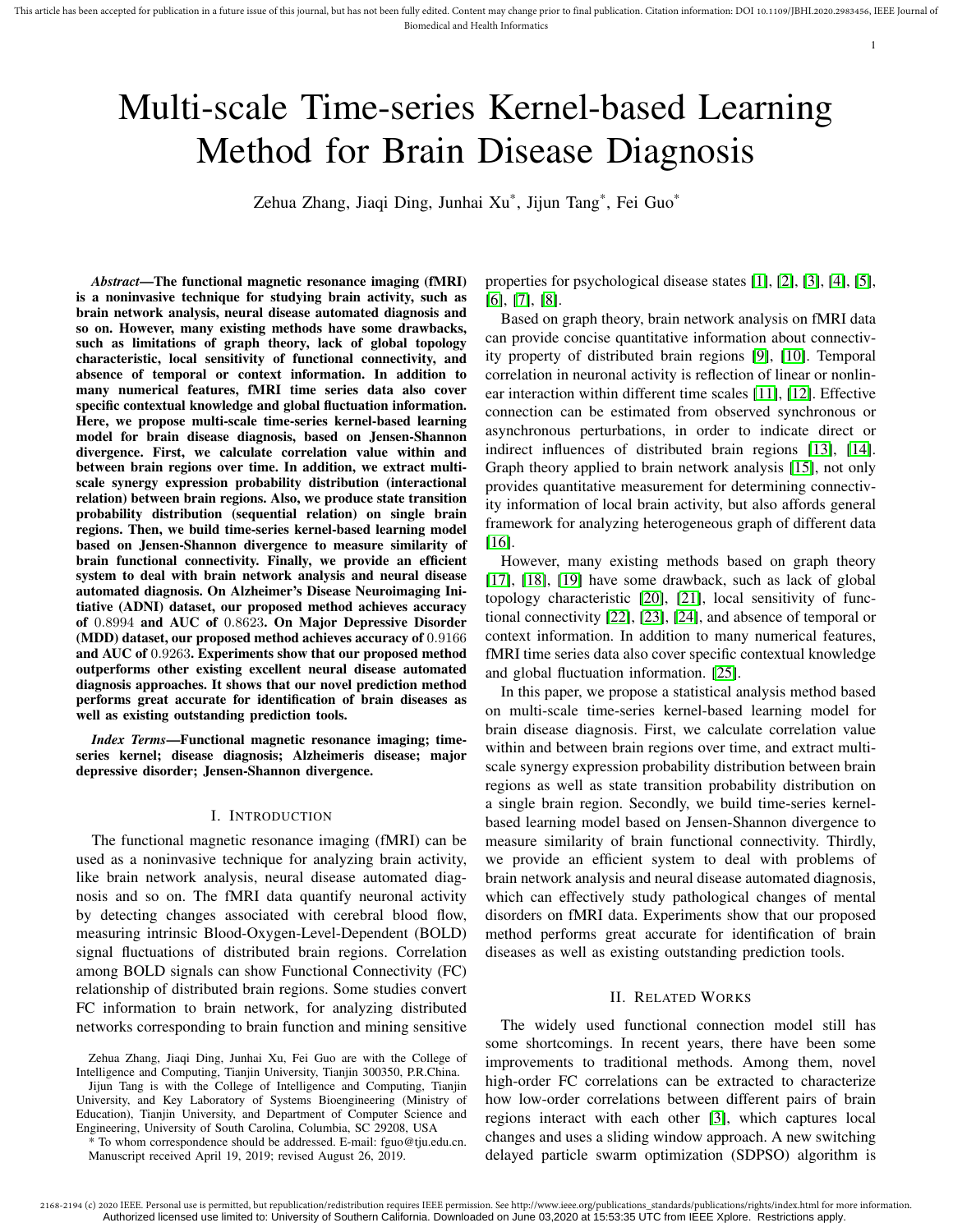# Multi-scale Time-series Kernel-based Learning Method for Brain Disease Diagnosis

Zehua Zhang, Jiaqi Ding, Junhai Xu*, Jijun Tang*, Fei Guo*

***Abstract*—The functional magnetic resonance imaging (fMRI) is a noninvasive technique for studying brain activity, such as brain network analysis, neural disease automated diagnosis and so on. However, many existing methods have some drawbacks, such as limitations of graph theory, lack of global topology characteristic, local sensitivity of functional connectivity, and absence of temporal or context information. In addition to many numerical features, fMRI time series data also cover specific contextual knowledge and global fluctuation information. Here, we propose multi-scale time-series kernel-based learning model for brain disease diagnosis, based on Jensen-Shannon divergence. First, we calculate correlation value within and between brain regions over time. In addition, we extract multi-scale synergy expression probability distribution (interactional relation) between brain regions. Also, we produce state transition probability distribution (sequential relation) on single brain regions. Then, we build time-series kernel-based learning model based on Jensen-Shannon divergence to measure similarity of brain functional connectivity. Finally, we provide an efficient system to deal with brain network analysis and neural disease automated diagnosis. On Alzheimer's Disease Neuroimaging Initiative (ADNI) dataset, our proposed method achieves accuracy of $0.8994$ and AUC of $0.8623$. On Major Depressive Disorder (MDD) dataset, our proposed method achieves accuracy of $0.9166$ and AUC of $0.9263$. Experiments show that our proposed method outperforms other existing excellent neural disease automated diagnosis approaches. It shows that our novel prediction method performs great accurate for identification of brain diseases as well as existing outstanding prediction tools.**

***Index Terms*—Functional magnetic resonance imaging; time-series kernel; disease diagnosis; Alzheimeris disease; major depressive disorder; Jensen-Shannon divergence.**

## I. Introduction

The functional magnetic resonance imaging (fMRI) can be used as a noninvasive technique for analyzing brain activity, like brain network analysis, neural disease automated diagnosis and so on. The fMRI data quantify neuronal activity by detecting changes associated with cerebral blood flow, measuring intrinsic Blood-Oxygen-Level-Dependent (BOLD) signal fluctuations of distributed brain regions. Correlation among BOLD signals can show Functional Connectivity (FC) relationship of distributed brain regions. Some studies convert FC information to brain network, for analyzing distributed networks corresponding to brain function and mining sensitive properties for psychological disease states [1], [2], [3], [4], [5], [6], [7], [8].

Based on graph theory, brain network analysis on fMRI data can provide concise quantitative information about connectivity property of distributed brain regions [9], [10]. Temporal correlation in neuronal activity is reflection of linear or nonlinear interaction within different time scales [11], [12]. Effective connection can be estimated from observed synchronous or asynchronous perturbations, in order to indicate direct or indirect influences of distributed brain regions [13], [14]. Graph theory applied to brain network analysis [15], not only provides quantitative measurement for determining connectivity information of local brain activity, but also affords general framework for analyzing heterogeneous graph of different data [16].

However, many existing methods based on graph theory [17], [18], [19] have some drawback, such as lack of global topology characteristic [20], [21], local sensitivity of functional connectivity [22], [23], [24], and absence of temporal or context information. In addition to many numerical features, fMRI time series data also cover specific contextual knowledge and global fluctuation information. [25].

In this paper, we propose a statistical analysis method based on multi-scale time-series kernel-based learning model for brain disease diagnosis. First, we calculate correlation value within and between brain regions over time, and extract multi-scale synergy expression probability distribution between brain regions as well as state transition probability distribution on a single brain region. Secondly, we build time-series kernel-based learning model based on Jensen-Shannon divergence to measure similarity of brain functional connectivity. Thirdly, we provide an efficient system to deal with problems of brain network analysis and neural disease automated diagnosis, which can effectively study pathological changes of mental disorders on fMRI data. Experiments show that our proposed method performs great accurate for identification of brain diseases as well as existing outstanding prediction tools.

## II. Related Works

The widely used functional connection model still has some shortcomings. In recent years, there have been some improvements to traditional methods. Among them, novel high-order FC correlations can be extracted to characterize how low-order correlations between different pairs of brain regions interact with each other [3], which captures local changes and uses a sliding window approach. A new switching delayed particle swarm optimization (SDPSO) algorithm is

Zehua Zhang, Jiaqi Ding, Junhai Xu, Fei Guo are with the College of Intelligence and Computing, Tianjin University, Tianjin 300350, P.R.China.

Jijun Tang is with the College of Intelligence and Computing, Tianjin University, and Key Laboratory of Systems Bioengineering (Ministry of Education), Tianjin University, and Department of Computer Science and Engineering, University of South Carolina, Columbia, SC 29208, USA

* To whom correspondence should be addressed. E-mail: fguo@tju.edu.cn.

Manuscript received April 19, 2019; revised August 26, 2019.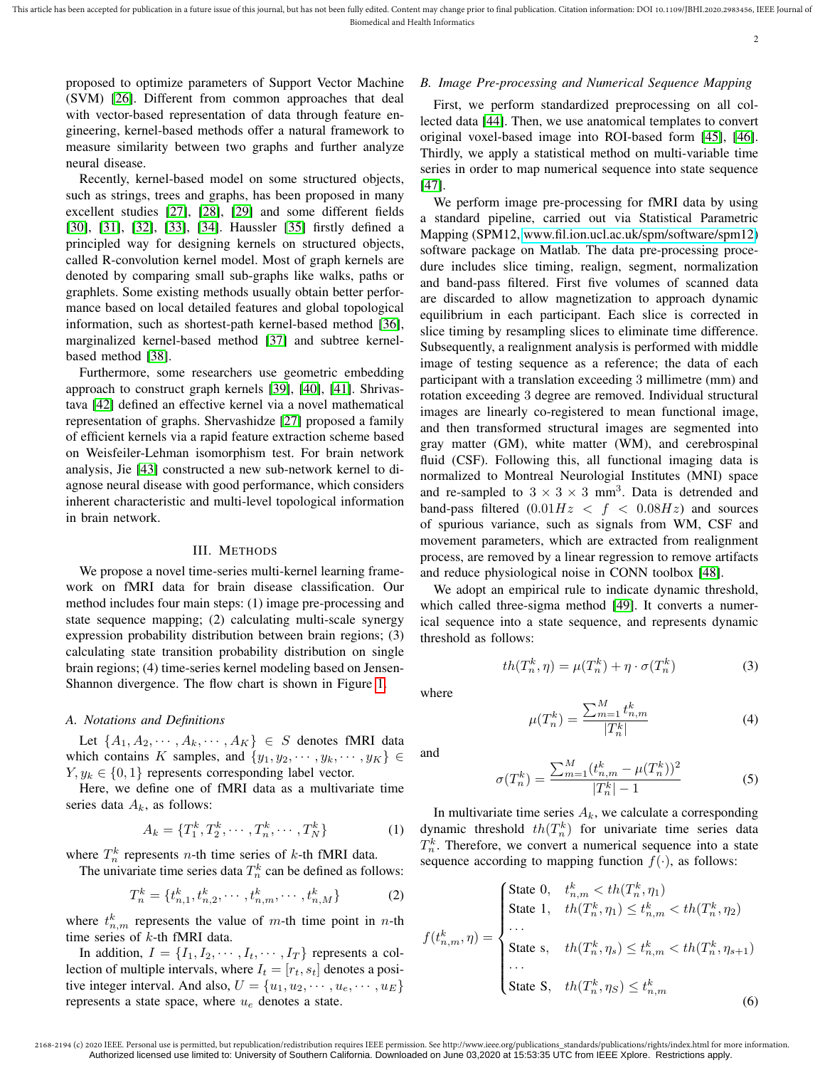proposed to optimize parameters of Support Vector Machine (SVM) [26]. Different from common approaches that deal with vector-based representation of data through feature engineering, kernel-based methods offer a natural framework to measure similarity between two graphs and further analyze neural disease.

Recently, kernel-based model on some structured objects, such as strings, trees and graphs, has been proposed in many excellent studies [27], [28], [29] and some different fields [30], [31], [32], [33], [34]. Haussler [35] firstly defined a principled way for designing kernels on structured objects, called R-convolution kernel model. Most of graph kernels are denoted by comparing small sub-graphs like walks, paths or graphlets. Some existing methods usually obtain better performance based on local detailed features and global topological information, such as shortest-path kernel-based method [36], marginalized kernel-based method [37] and subtree kernel-based method [38].

Furthermore, some researchers use geometric embedding approach to construct graph kernels [39], [40], [41]. Shrivastava [42] defined an effective kernel via a novel mathematical representation of graphs. Shervashidze [27] proposed a family of efficient kernels via a rapid feature extraction scheme based on Weisfeiler-Lehman isomorphism test. For brain network analysis, Jie [43] constructed a new sub-network kernel to diagnose neural disease with good performance, which considers inherent characteristic and multi-level topological information in brain network.

## III. METHODS

We propose a novel time-series multi-kernel learning framework on fMRI data for brain disease classification. Our method includes four main steps: (1) image pre-processing and state sequence mapping; (2) calculating multi-scale synergy expression probability distribution between brain regions; (3) calculating state transition probability distribution on single brain regions; (4) time-series kernel modeling based on Jensen-Shannon divergence. The flow chart is shown in Figure 1.

### A. Notations and Definitions

Let $\{A_1, A_2, \cdots, A_k, \cdots, A_K\} \in S$ denotes fMRI data which contains $K$ samples, and $\{y_1, y_2, \cdots, y_k, \cdots, y_K\} \in Y, y_k \in \{0, 1\}$ represents corresponding label vector.

Here, we define one of fMRI data as a multivariate time series data $A_k$, as follows:

$$A_k = \{T_1^k, T_2^k, \cdots, T_n^k, \cdots, T_N^k\} \tag{1}$$

where $T_n^k$ represents $n$-th time series of $k$-th fMRI data.

The univariate time series data $T_n^k$ can be defined as follows:

$$T_n^k = \{t_{n,1}^k, t_{n,2}^k, \cdots, t_{n,m}^k, \cdots, t_{n,M}^k\} \tag{2}$$

where $t_{n,m}^k$ represents the value of $m$-th time point in $n$-th time series of $k$-th fMRI data.

In addition, $I = \{I_1, I_2, \cdots, I_t, \cdots, I_T\}$ represents a collection of multiple intervals, where $I_t = [r_t, s_t]$ denotes a positive integer interval. And also, $U = \{u_1, u_2, \cdots, u_e, \cdots, u_E\}$ represents a state space, where $u_e$ denotes a state.

### B. Image Pre-processing and Numerical Sequence Mapping

First, we perform standardized preprocessing on all collected data [44]. Then, we use anatomical templates to convert original voxel-based image into ROI-based form [45], [46]. Thirdly, we apply a statistical method on multi-variable time series in order to map numerical sequence into state sequence [47].

We perform image pre-processing for fMRI data by using a standard pipeline, carried out via Statistical Parametric Mapping (SPM12, www.fil.ion.ucl.ac.uk/spm/software/spm12) software package on Matlab. The data pre-processing procedure includes slice timing, realign, segment, normalization and band-pass filtered. First five volumes of scanned data are discarded to allow magnetization to approach dynamic equilibrium in each participant. Each slice is corrected in slice timing by resampling slices to eliminate time difference. Subsequently, a realignment analysis is performed with middle image of testing sequence as a reference; the data of each participant with a translation exceeding 3 millimetre (mm) and rotation exceeding 3 degree are removed. Individual structural images are linearly co-registered to mean functional image, and then transformed structural images are segmented into gray matter (GM), white matter (WM), and cerebrospinal fluid (CSF). Following this, all functional imaging data is normalized to Montreal Neurologial Institutes (MNI) space and re-sampled to $3 \times 3 \times 3$ mm$^3$. Data is detrended and band-pass filtered $(0.01Hz < f < 0.08Hz)$ and sources of spurious variance, such as signals from WM, CSF and movement parameters, which are extracted from realignment process, are removed by a linear regression to remove artifacts and reduce physiological noise in CONN toolbox [48].

We adopt an empirical rule to indicate dynamic threshold, which called three-sigma method [49]. It converts a numerical sequence into a state sequence, and represents dynamic threshold as follows:

$$th(T_n^k, \eta) = \mu(T_n^k) + \eta \cdot \sigma(T_n^k) \tag{3}$$

where

$$\mu(T_n^k) = \frac{\sum_{m=1}^{M} t_{n,m}^k}{|T_n^k|} \tag{4}$$

and

$$\sigma(T_n^k) = \frac{\sum_{m=1}^{M} (t_{n,m}^k - \mu(T_n^k))^2}{|T_n^k| - 1} \tag{5}$$

In multivariate time series $A_k$, we calculate a corresponding dynamic threshold $th(T_n^k)$ for univariate time series data $T_n^k$. Therefore, we convert a numerical sequence into a state sequence according to mapping function $f(\cdot)$, as follows:

$$f(t_{n,m}^k, \eta) = \begin{cases} \text{State } 0, & t_{n,m}^k < th(T_n^k, \eta_1) \\ \text{State } 1, & th(T_n^k, \eta_1) \leq t_{n,m}^k < th(T_n^k, \eta_2) \\ \cdots & \\ \text{State s}, & th(T_n^k, \eta_s) \leq t_{n,m}^k < th(T_n^k, \eta_{s+1}) \\ \cdots & \\ \text{State S}, & th(T_n^k, \eta_S) \leq t_{n,m}^k \end{cases} \tag{6}$$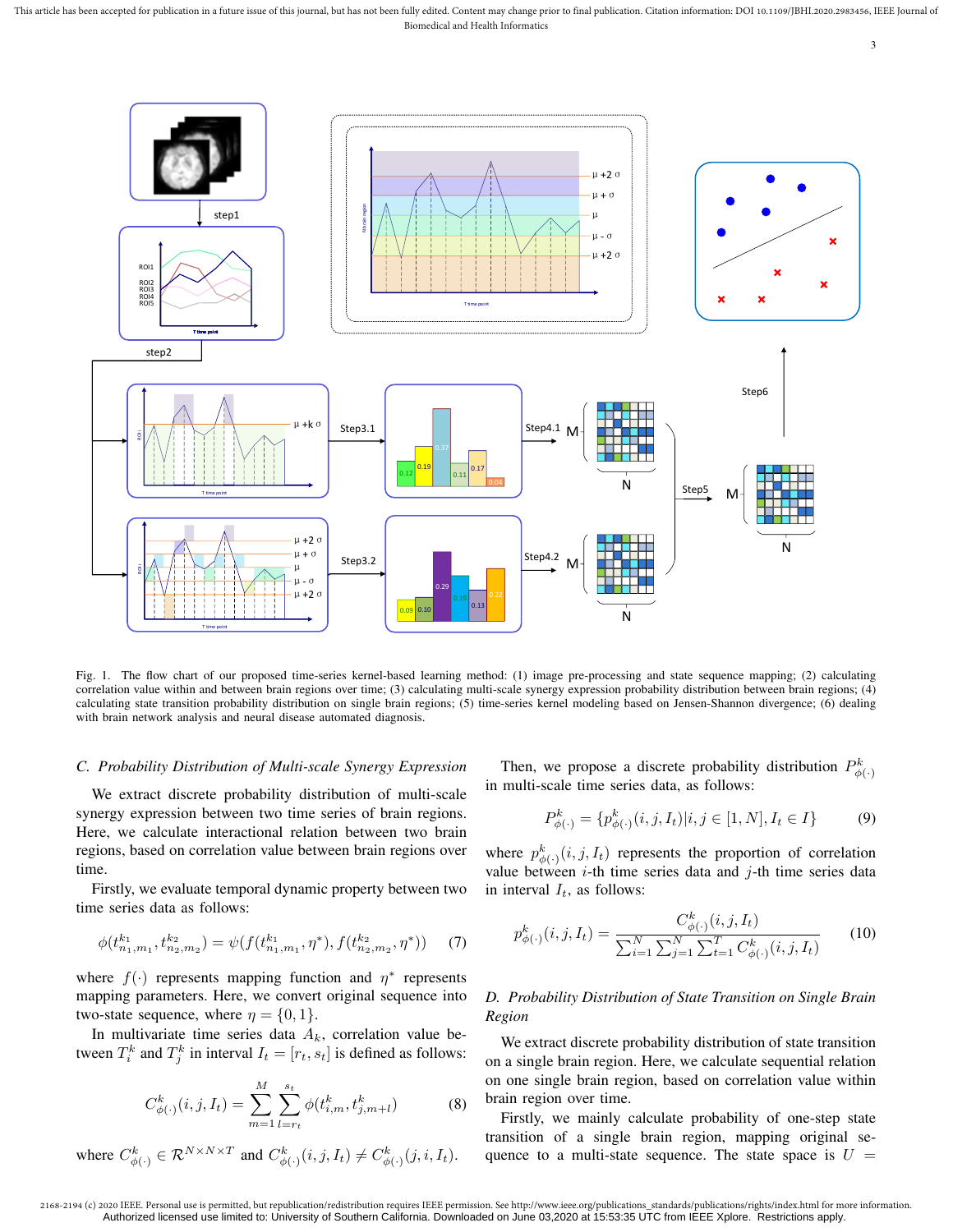Fig. 1. The flow chart of our proposed time-series kernel-based learning method: (1) image pre-processing and state sequence mapping; (2) calculating correlation value within and between brain regions over time; (3) calculating multi-scale synergy expression probability distribution between brain regions; (4) calculating state transition probability distribution on single brain regions; (5) time-series kernel modeling based on Jensen-Shannon divergence; (6) dealing with brain network analysis and neural disease automated diagnosis.

### *C. Probability Distribution of Multi-scale Synergy Expression*

We extract discrete probability distribution of multi-scale synergy expression between two time series of brain regions. Here, we calculate interactional relation between two brain regions, based on correlation value between brain regions over time.

Firstly, we evaluate temporal dynamic property between two time series data as follows:

$$\phi(t^{k_1}_{n_1,m_1}, t^{k_2}_{n_2,m_2}) = \psi(f(t^{k_1}_{n_1,m_1}, \eta^*), f(t^{k_2}_{n_2,m_2}, \eta^*)) \quad (7)$$

where $f(\cdot)$ represents mapping function and $\eta^*$ represents mapping parameters. Here, we convert original sequence into two-state sequence, where $\eta = \{0, 1\}$.

In multivariate time series data $A_k$, correlation value between $T^k_i$ and $T^k_j$ in interval $I_t = [r_t, s_t]$ is defined as follows:

$$C^k_{\phi(\cdot)}(i, j, I_t) = \sum_{m=1}^{M} \sum_{l=r_t}^{s_t} \phi(t^k_{i,m}, t^k_{j,m+l}) \quad (8)$$

where $C^k_{\phi(\cdot)} \in \mathcal{R}^{N\times N\times T}$ and $C^k_{\phi(\cdot)}(i, j, I_t) \neq C^k_{\phi(\cdot)}(j, i, I_t)$.

Then, we propose a discrete probability distribution $P^k_{\phi(\cdot)}$ in multi-scale time series data, as follows:

$$P^k_{\phi(\cdot)} = \{p^k_{\phi(\cdot)}(i, j, I_t) | i, j \in [1, N], I_t \in I\} \quad (9)$$

where $p^k_{\phi(\cdot)}(i, j, I_t)$ represents the proportion of correlation value between $i$-th time series data and $j$-th time series data in interval $I_t$, as follows:

$$p^k_{\phi(\cdot)}(i, j, I_t) = \frac{C^k_{\phi(\cdot)}(i, j, I_t)}{\sum_{i=1}^{N} \sum_{j=1}^{N} \sum_{t=1}^{T} C^k_{\phi(\cdot)}(i, j, I_t)} \quad (10)$$

### *D. Probability Distribution of State Transition on Single Brain Region*

We extract discrete probability distribution of state transition on a single brain region. Here, we calculate sequential relation on one single brain region, based on correlation value within brain region over time.

Firstly, we mainly calculate probability of one-step state transition of a single brain region, mapping original sequence to a multi-state sequence. The state space is $U$ =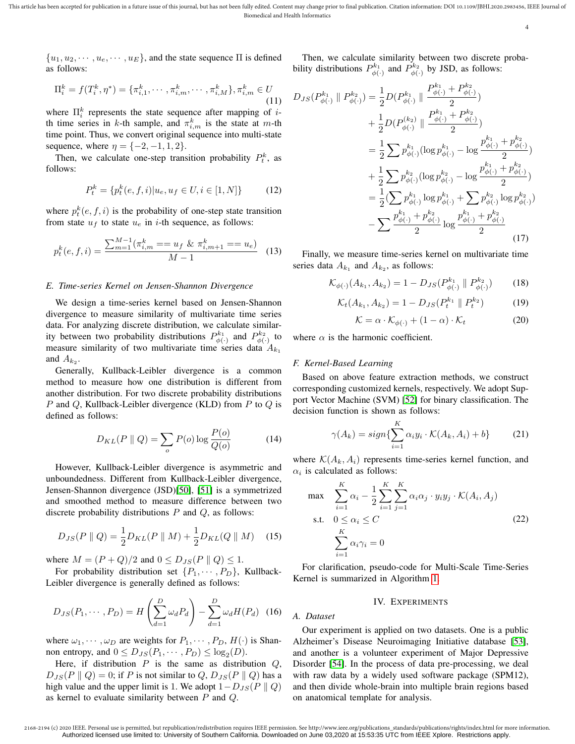$\{u_1, u_2, \cdots, u_e, \cdots, u_E\}$, and the state sequence $\Pi$ is defined as follows:

$$\Pi_i^k = f(T_i^k, \eta^*) = \{\pi_{i,1}^k, \cdots, \pi_{i,m}^k, \cdots, \pi_{i,M}^k\}, \pi_{i,m}^k \in U \tag{11}$$

where $\Pi_i^k$ represents the state sequence after mapping of $i$-th time series in $k$-th sample, and $\pi_{i,m}^k$ is the state at $m$-th time point. Thus, we convert original sequence into multi-state sequence, where $\eta = \{-2, -1, 1, 2\}$.

Then, we calculate one-step transition probability $P_t^k$, as follows:

$$P_t^k = \{p_t^k(e, f, i) | u_e, u_f \in U, i \in [1, N]\} \tag{12}$$

where $p_t^k(e, f, i)$ is the probability of one-step state transition from state $u_f$ to state $u_e$ in $i$-th sequence, as follows:

$$p_t^k(e, f, i) = \frac{\sum_{m=1}^{M-1} (\pi_{i,m}^k == u_f \ \& \ \pi_{i,m+1}^k == u_e)}{M-1} \tag{13}$$

### E. Time-series Kernel on Jensen-Shannon Divergence

We design a time-series kernel based on Jensen-Shannon divergence to measure similarity of multivariate time series data. For analyzing discrete distribution, we calculate similarity between two probability distributions $P_{\phi(\cdot)}^{k_1}$ and $P_{\phi(\cdot)}^{k_2}$ to measure similarity of two multivariate time series data $A_{k_1}$ and $A_{k_2}$.

Generally, Kullback-Leibler divergence is a common method to measure how one distribution is different from another distribution. For two discrete probability distributions $P$ and $Q$, Kullback-Leibler divergence (KLD) from $P$ to $Q$ is defined as follows:

$$D_{KL}(P \parallel Q) = \sum_o P(o) \log \frac{P(o)}{Q(o)} \tag{14}$$

However, Kullback-Leibler divergence is asymmetric and unboundedness. Different from Kullback-Leibler divergence, Jensen-Shannon divergence (JSD)[50], [51] is a symmetrized and smoothed method to measure difference between two discrete probability distributions $P$ and $Q$, as follows:

$$D_{JS}(P \parallel Q) = \frac{1}{2} D_{KL}(P \parallel M) + \frac{1}{2} D_{KL}(Q \parallel M) \tag{15}$$

where $M = (P + Q)/2$ and $0 \leq D_{JS}(P \parallel Q) \leq 1$.

For probability distribution set $\{P_1, \cdots, P_D\}$, Kullback-Leibler divergence is generally defined as follows:

$$D_{JS}(P_1, \cdots, P_D) = H\left(\sum_{d=1}^{D} \omega_d P_d\right) - \sum_{d=1}^{D} \omega_d H(P_d) \tag{16}$$

where $\omega_1, \cdots, \omega_D$ are weights for $P_1, \cdots, P_D$, $H(\cdot)$ is Shannon entropy, and $0 \leq D_{JS}(P_1, \cdots, P_D) \leq \log_2(D)$.

Here, if distribution $P$ is the same as distribution $Q$, $D_{JS}(P \parallel Q) = 0$; if $P$ is not similar to $Q$, $D_{JS}(P \parallel Q)$ has a high value and the upper limit is 1. We adopt $1 - D_{JS}(P \parallel Q)$ as kernel to evaluate similarity between $P$ and $Q$.

Then, we calculate similarity between two discrete probability distributions $P_{\phi(\cdot)}^{k_1}$ and $P_{\phi(\cdot)}^{k_2}$ by JSD, as follows:

$$\begin{aligned}
D_{JS}(P_{\phi(\cdot)}^{k_1} \parallel P_{\phi(\cdot)}^{k_2}) &= \frac{1}{2} D(P_{\phi(\cdot)}^{k_1} \parallel \frac{P_{\phi(\cdot)}^{k_1} + P_{\phi(\cdot)}^{k_2}}{2}) \\
&+ \frac{1}{2} D(P_{\phi(\cdot)}^{(k_2)} \parallel \frac{P_{\phi(\cdot)}^{k_1} + P_{\phi(\cdot)}^{k_2}}{2}) \\
&= \frac{1}{2} \sum p_{\phi(\cdot)}^{k_1} (\log p_{\phi(\cdot)}^{k_1} - \log \frac{p_{\phi(\cdot)}^{k_1} + p_{\phi(\cdot)}^{k_2}}{2}) \\
&+ \frac{1}{2} \sum p_{\phi(\cdot)}^{k_2} (\log p_{\phi(\cdot)}^{k_2} - \log \frac{p_{\phi(\cdot)}^{k_1} + p_{\phi(\cdot)}^{k_2}}{2}) \\
&= \frac{1}{2} (\sum p_{\phi(\cdot)}^{k_1} \log p_{\phi(\cdot)}^{k_1} + \sum p_{\phi(\cdot)}^{k_2} \log p_{\phi(\cdot)}^{k_2}) \\
&- \sum \frac{p_{\phi(\cdot)}^{k_1} + p_{\phi(\cdot)}^{k_2}}{2} \log \frac{p_{\phi(\cdot)}^{k_1} + p_{\phi(\cdot)}^{k_2}}{2}
\end{aligned} \tag{17}$$

Finally, we measure time-series kernel on multivariate time series data $A_{k_1}$ and $A_{k_2}$, as follows:

$$\mathcal{K}_{\phi(\cdot)}(A_{k_1}, A_{k_2}) = 1 - D_{JS}(P_{\phi(\cdot)}^{k_1} \parallel P_{\phi(\cdot)}^{k_2}) \tag{18}$$

$$\mathcal{K}_t(A_{k_1}, A_{k_2}) = 1 - D_{JS}(P_t^{k_1} \parallel P_t^{k_2}) \tag{19}$$

$$\mathcal{K} = \alpha \cdot \mathcal{K}_{\phi(\cdot)} + (1 - \alpha) \cdot \mathcal{K}_t \tag{20}$$

where $\alpha$ is the harmonic coefficient.

### F. Kernel-Based Learning

Based on above feature extraction methods, we construct corresponding customized kernels, respectively. We adopt Support Vector Machine (SVM) [52] for binary classification. The decision function is shown as follows:

$$\gamma(A_k) = sign\{\sum_{i=1}^{K} \alpha_i y_i \cdot \mathcal{K}(A_k, A_i) + b\} \tag{21}$$

where $\mathcal{K}(A_k, A_i)$ represents time-series kernel function, and $\alpha_i$ is calculated as follows:

$$\begin{aligned}
\max \quad & \sum_{i=1}^{K} \alpha_i - \frac{1}{2} \sum_{i=1}^{K} \sum_{j=1}^{K} \alpha_i \alpha_j \cdot y_i y_j \cdot \mathcal{K}(A_i, A_j) \\
\text{s.t.} \quad & 0 \leq \alpha_i \leq C \\
& \sum_{i=1}^{K} \alpha_i \gamma_i = 0
\end{aligned} \tag{22}$$

For clarification, pseudo-code for Multi-Scale Time-Series Kernel is summarized in Algorithm 1.

## IV. Experiments

### A. Dataset

Our experiment is applied on two datasets. One is a public Alzheimer's Disease Neuroimaging Initiative database [53], and another is a volunteer experiment of Major Depressive Disorder [54]. In the process of data pre-processing, we deal with raw data by a widely used software package (SPM12), and then divide whole-brain into multiple brain regions based on anatomical template for analysis.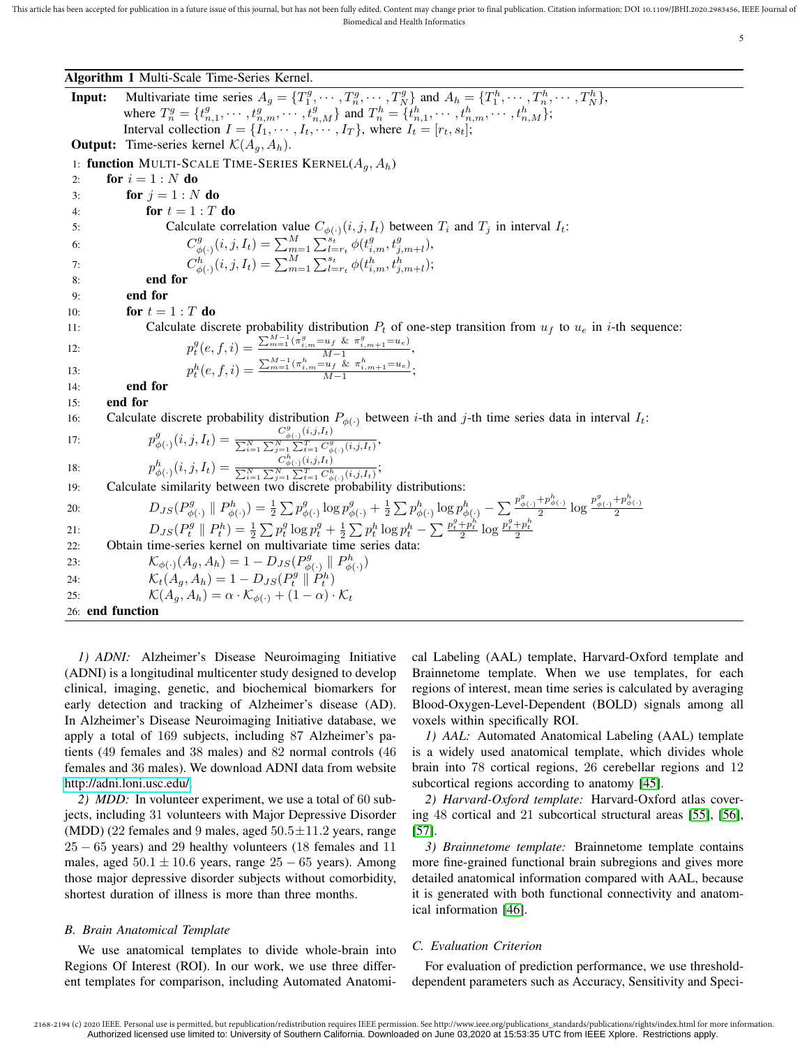**Algorithm 1** Multi-Scale Time-Series Kernel.

**Input:** Multivariate time series $A_g = \{T_1^g, \cdots, T_n^g, \cdots, T_N^g\}$ and $A_h = \{T_1^h, \cdots, T_n^h, \cdots, T_N^h\}$, where $T_n^g = \{t_{n,1}^g, \cdots, t_{n,m}^g, \cdots, t_{n,M}^g\}$ and $T_n^h = \{t_{n,1}^h, \cdots, t_{n,m}^h, \cdots, t_{n,M}^h\}$; Interval collection $I = \{I_1, \cdots, I_t, \cdots, I_T\}$, where $I_t = [r_t, s_t]$;

**Output:** Time-series kernel $\mathcal{K}(A_g, A_h)$.

```
1: function MULTI-SCALE TIME-SERIES KERNEL(A_g, A_h)
2:     for i = 1 : N do
3:         for j = 1 : N do
4:             for t = 1 : T do
5:                 Calculate correlation value C_φ(·)(i, j, I_t) between T_i and T_j in interval I_t:
6:                     C^g_φ(·)(i, j, I_t) = Σ_{m=1}^{M} Σ_{l=r_t}^{s_t} φ(t^g_{i,m}, t^g_{j,m+l}),
7:                     C^h_φ(·)(i, j, I_t) = Σ_{m=1}^{M} Σ_{l=r_t}^{s_t} φ(t^h_{i,m}, t^h_{j,m+l});
8:             end for
9:         end for
10:        for t = 1 : T do
11:            Calculate discrete probability distribution P_t of one-step transition from u_f to u_e in i-th sequence:
12:                p^g_t(e, f, i) = Σ_{m=1}^{M-1}(π^g_{i,m} = u_f & π^g_{i,m+1} = u_e) / (M-1),
13:                p^h_t(e, f, i) = Σ_{m=1}^{M-1}(π^h_{i,m} = u_f & π^h_{i,m+1} = u_e) / (M-1);
14:        end for
15:    end for
16:    Calculate discrete probability distribution P_φ(·) between i-th and j-th time series data in interval I_t:
17:        p^g_φ(·)(i, j, I_t) = C^g_φ(·)(i, j, I_t) / Σ_{i=1}^{N} Σ_{j=1}^{N} Σ_{t=1}^{T} C^g_φ(·)(i, j, I_t),
18:        p^h_φ(·)(i, j, I_t) = C^h_φ(·)(i, j, I_t) / Σ_{i=1}^{N} Σ_{j=1}^{N} Σ_{t=1}^{T} C^h_φ(·)(i, j, I_t);
19:    Calculate similarity between two discrete probability distributions:
20:        D_JS(P^g_φ(·) ‖ P^h_φ(·)) = 1/2 Σ p^g_φ(·) log p^g_φ(·) + 1/2 Σ p^h_φ(·) log p^h_φ(·) − Σ (p^g_φ(·)+p^h_φ(·))/2 log (p^g_φ(·)+p^h_φ(·))/2
21:        D_JS(P^g_t ‖ P^h_t) = 1/2 Σ p^g_t log p^g_t + 1/2 Σ p^h_t log p^h_t − Σ (p^g_t+p^h_t)/2 log (p^g_t+p^h_t)/2
22:    Obtain time-series kernel on multivariate time series data:
23:        K_φ(·)(A_g, A_h) = 1 − D_JS(P^g_φ(·) ‖ P^h_φ(·))
24:        K_t(A_g, A_h) = 1 − D_JS(P^g_t ‖ P^h_t)
25:        K(A_g, A_h) = α · K_φ(·) + (1 − α) · K_t
26: end function
```

*1) ADNI:* Alzheimer's Disease Neuroimaging Initiative (ADNI) is a longitudinal multicenter study designed to develop clinical, imaging, genetic, and biochemical biomarkers for early detection and tracking of Alzheimer's disease (AD). In Alzheimer's Disease Neuroimaging Initiative database, we apply a total of 169 subjects, including 87 Alzheimer's patients (49 females and 38 males) and 82 normal controls (46 females and 36 males). We download ADNI data from website http://adni.loni.usc.edu/.

*2) MDD:* In volunteer experiment, we use a total of 60 subjects, including 31 volunteers with Major Depressive Disorder (MDD) (22 females and 9 males, aged $50.5 \pm 11.2$ years, range $25 - 65$ years) and 29 healthy volunteers (18 females and 11 males, aged $50.1 \pm 10.6$ years, range $25 - 65$ years). Among those major depressive disorder subjects without comorbidity, shortest duration of illness is more than three months.

### B. Brain Anatomical Template

We use anatomical templates to divide whole-brain into Regions Of Interest (ROI). In our work, we use three different templates for comparison, including Automated Anatomical Labeling (AAL) template, Harvard-Oxford template and Brainnetome template. When we use templates, for each regions of interest, mean time series is calculated by averaging Blood-Oxygen-Level-Dependent (BOLD) signals among all voxels within specifically ROI.

*1) AAL:* Automated Anatomical Labeling (AAL) template is a widely used anatomical template, which divides whole brain into 78 cortical regions, 26 cerebellar regions and 12 subcortical regions according to anatomy [45].

*2) Harvard-Oxford template:* Harvard-Oxford atlas covering 48 cortical and 21 subcortical structural areas [55], [56], [57].

*3) Brainnetome template:* Brainnetome template contains more fine-grained functional brain subregions and gives more detailed anatomical information compared with AAL, because it is generated with both functional connectivity and anatomical information [46].

### C. Evaluation Criterion

For evaluation of prediction performance, we use threshold-dependent parameters such as Accuracy, Sensitivity and Speci-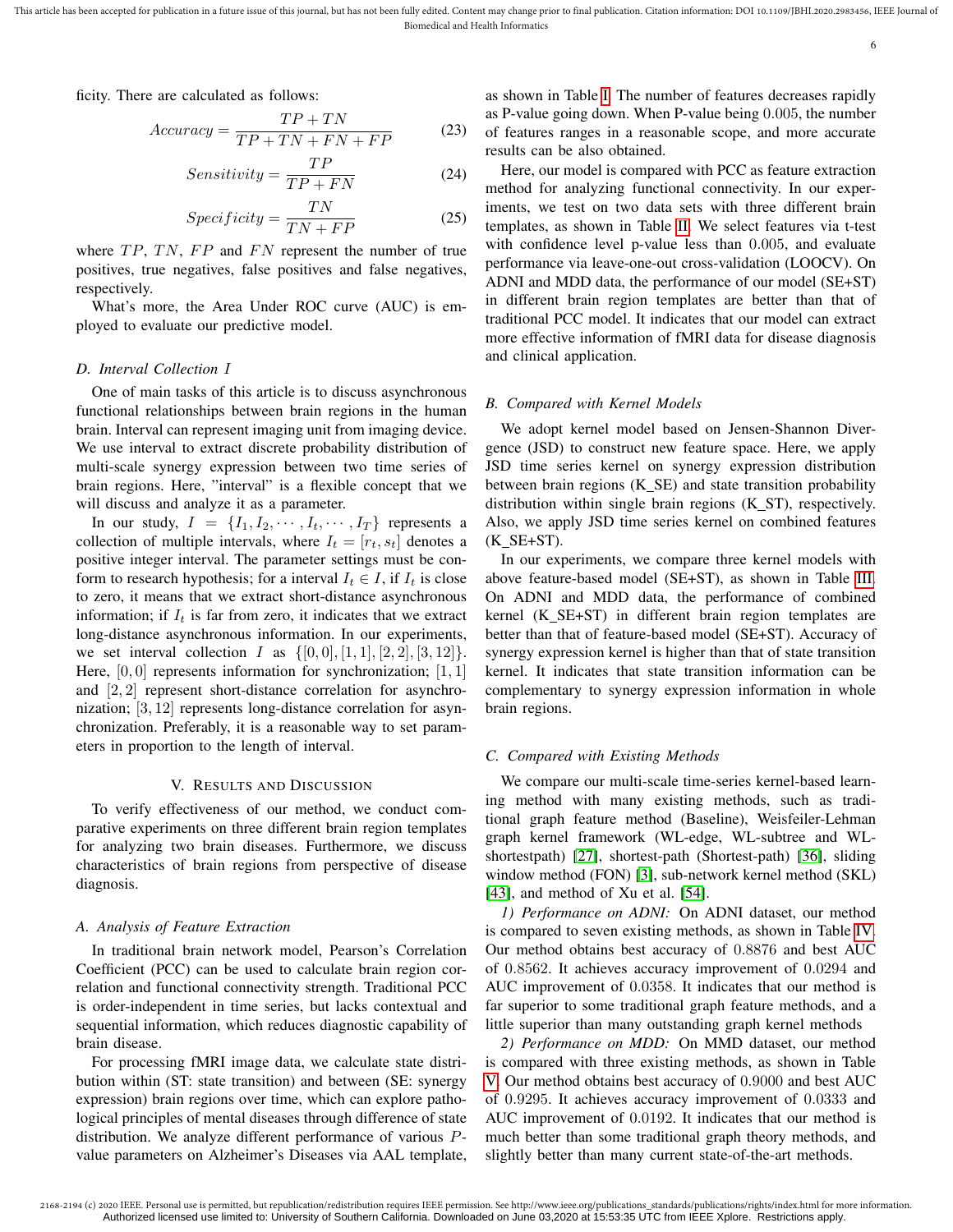ficity. There are calculated as follows:

$$Accuracy = \frac{TP + TN}{TP + TN + FN + FP} \tag{23}$$

$$Sensitivity = \frac{TP}{TP + FN} \tag{24}$$

$$Specificity = \frac{TN}{TN + FP} \tag{25}$$

where $TP$, $TN$, $FP$ and $FN$ represent the number of true positives, true negatives, false positives and false negatives, respectively.

What's more, the Area Under ROC curve (AUC) is employed to evaluate our predictive model.

### D. Interval Collection $I$

One of main tasks of this article is to discuss asynchronous functional relationships between brain regions in the human brain. Interval can represent imaging unit from imaging device. We use interval to extract discrete probability distribution of multi-scale synergy expression between two time series of brain regions. Here, "interval" is a flexible concept that we will discuss and analyze it as a parameter.

In our study, $I = \{I_1, I_2, \cdots, I_t, \cdots, I_T\}$ represents a collection of multiple intervals, where $I_t = [r_t, s_t]$ denotes a positive integer interval. The parameter settings must be conform to research hypothesis; for a interval $I_t \in I$, if $I_t$ is close to zero, it means that we extract short-distance asynchronous information; if $I_t$ is far from zero, it indicates that we extract long-distance asynchronous information. In our experiments, we set interval collection $I$ as $\{[0, 0], [1, 1], [2, 2], [3, 12]\}$. Here, $[0, 0]$ represents information for synchronization; $[1, 1]$ and $[2, 2]$ represent short-distance correlation for asynchronization; $[3, 12]$ represents long-distance correlation for asynchronization. Preferably, it is a reasonable way to set parameters in proportion to the length of interval.

## V. Results and Discussion

To verify effectiveness of our method, we conduct comparative experiments on three different brain region templates for analyzing two brain diseases. Furthermore, we discuss characteristics of brain regions from perspective of disease diagnosis.

### A. Analysis of Feature Extraction

In traditional brain network model, Pearson's Correlation Coefficient (PCC) can be used to calculate brain region correlation and functional connectivity strength. Traditional PCC is order-independent in time series, but lacks contextual and sequential information, which reduces diagnostic capability of brain disease.

For processing fMRI image data, we calculate state distribution within (ST: state transition) and between (SE: synergy expression) brain regions over time, which can explore pathological principles of mental diseases through difference of state distribution. We analyze different performance of various $P$-value parameters on Alzheimer's Diseases via AAL template, as shown in Table I. The number of features decreases rapidly as P-value going down. When P-value being $0.005$, the number of features ranges in a reasonable scope, and more accurate results can be also obtained.

Here, our model is compared with PCC as feature extraction method for analyzing functional connectivity. In our experiments, we test on two data sets with three different brain templates, as shown in Table II. We select features via t-test with confidence level p-value less than $0.005$, and evaluate performance via leave-one-out cross-validation (LOOCV). On ADNI and MDD data, the performance of our model (SE+ST) in different brain region templates are better than that of traditional PCC model. It indicates that our model can extract more effective information of fMRI data for disease diagnosis and clinical application.

### B. Compared with Kernel Models

We adopt kernel model based on Jensen-Shannon Divergence (JSD) to construct new feature space. Here, we apply JSD time series kernel on synergy expression distribution between brain regions (K_SE) and state transition probability distribution within single brain regions (K_ST), respectively. Also, we apply JSD time series kernel on combined features (K_SE+ST).

In our experiments, we compare three kernel models with above feature-based model (SE+ST), as shown in Table III. On ADNI and MDD data, the performance of combined kernel (K_SE+ST) in different brain region templates are better than that of feature-based model (SE+ST). Accuracy of synergy expression kernel is higher than that of state transition kernel. It indicates that state transition information can be complementary to synergy expression information in whole brain regions.

### C. Compared with Existing Methods

We compare our multi-scale time-series kernel-based learning method with many existing methods, such as traditional graph feature method (Baseline), Weisfeiler-Lehman graph kernel framework (WL-edge, WL-subtree and WL-shortestpath) [27], shortest-path (Shortest-path) [36], sliding window method (FON) [3], sub-network kernel method (SKL) [43], and method of Xu et al. [54].

*1) Performance on ADNI:* On ADNI dataset, our method is compared to seven existing methods, as shown in Table IV. Our method obtains best accuracy of $0.8876$ and best AUC of $0.8562$. It achieves accuracy improvement of $0.0294$ and AUC improvement of $0.0358$. It indicates that our method is far superior to some traditional graph feature methods, and a little superior than many outstanding graph kernel methods

*2) Performance on MDD:* On MMD dataset, our method is compared with three existing methods, as shown in Table V. Our method obtains best accuracy of $0.9000$ and best AUC of $0.9295$. It achieves accuracy improvement of $0.0333$ and AUC improvement of $0.0192$. It indicates that our method is much better than some traditional graph theory methods, and slightly better than many current state-of-the-art methods.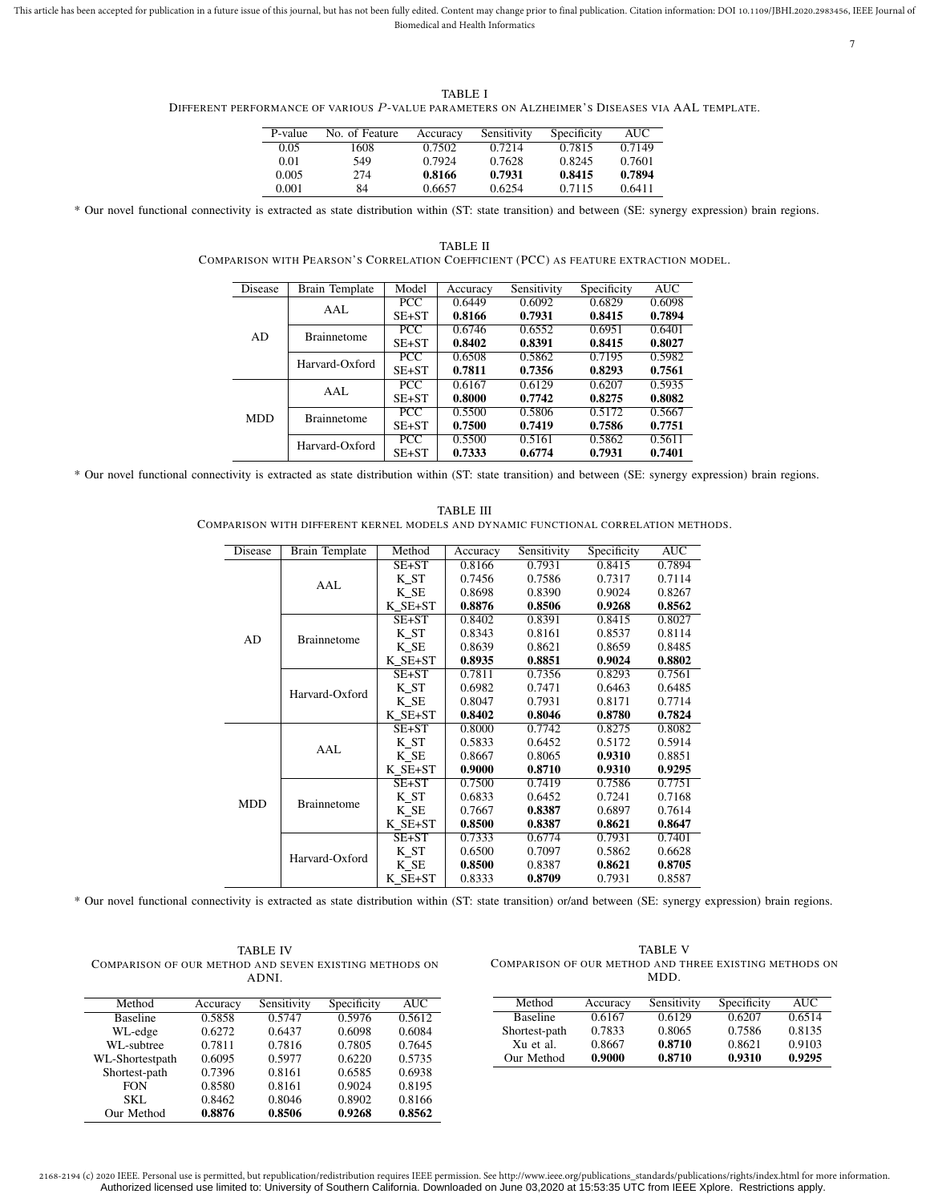TABLE I
DIFFERENT PERFORMANCE OF VARIOUS $P$-VALUE PARAMETERS ON ALZHEIMER'S DISEASES VIA AAL TEMPLATE.

| P-value | No. of Feature | Accuracy | Sensitivity | Specificity | AUC |
|---|---|---|---|---|---|
| 0.05 | 1608 | 0.7502 | 0.7214 | 0.7815 | 0.7149 |
| 0.01 | 549 | 0.7924 | 0.7628 | 0.8245 | 0.7601 |
| 0.005 | 274 | **0.8166** | **0.7931** | **0.8415** | **0.7894** |
| 0.001 | 84 | 0.6657 | 0.6254 | 0.7115 | 0.6411 |

* Our novel functional connectivity is extracted as state distribution within (ST: state transition) and between (SE: synergy expression) brain regions.

TABLE II
COMPARISON WITH PEARSON'S CORRELATION COEFFICIENT (PCC) AS FEATURE EXTRACTION MODEL.

| Disease | Brain Template | Model | Accuracy | Sensitivity | Specificity | AUC |
|---|---|---|---|---|---|---|
| AD | AAL | PCC | 0.6449 | 0.6092 | 0.6829 | 0.6098 |
| | | SE+ST | **0.8166** | **0.7931** | **0.8415** | **0.7894** |
| | Brainnetome | PCC | 0.6746 | 0.6552 | 0.6951 | 0.6401 |
| | | SE+ST | **0.8402** | **0.8391** | **0.8415** | **0.8027** |
| | Harvard-Oxford | PCC | 0.6508 | 0.5862 | 0.7195 | 0.5982 |
| | | SE+ST | **0.7811** | **0.7356** | **0.8293** | **0.7561** |
| MDD | AAL | PCC | 0.6167 | 0.6129 | 0.6207 | 0.5935 |
| | | SE+ST | **0.8000** | **0.7742** | **0.8275** | **0.8082** |
| | Brainnetome | PCC | 0.5500 | 0.5806 | 0.5172 | 0.5667 |
| | | SE+ST | **0.7500** | **0.7419** | **0.7586** | **0.7751** |
| | Harvard-Oxford | PCC | 0.5500 | 0.5161 | 0.5862 | 0.5611 |
| | | SE+ST | **0.7333** | **0.6774** | **0.7931** | **0.7401** |

* Our novel functional connectivity is extracted as state distribution within (ST: state transition) and between (SE: synergy expression) brain regions.

TABLE III
COMPARISON WITH DIFFERENT KERNEL MODELS AND DYNAMIC FUNCTIONAL CORRELATION METHODS.

| Disease | Brain Template | Method | Accuracy | Sensitivity | Specificity | AUC |
|---|---|---|---|---|---|---|
| AD | AAL | SE+ST | 0.8166 | 0.7931 | 0.8415 | 0.7894 |
| | | K_ST | 0.7456 | 0.7586 | 0.7317 | 0.7114 |
| | | K_SE | 0.8698 | 0.8390 | 0.9024 | 0.8267 |
| | | K_SE+ST | **0.8876** | **0.8506** | **0.9268** | **0.8562** |
| | Brainnetome | SE+ST | 0.8402 | 0.8391 | 0.8415 | 0.8027 |
| | | K_ST | 0.8343 | 0.8161 | 0.8537 | 0.8114 |
| | | K_SE | 0.8639 | 0.8621 | 0.8659 | 0.8485 |
| | | K_SE+ST | **0.8935** | **0.8851** | **0.9024** | **0.8802** |
| | Harvard-Oxford | SE+ST | 0.7811 | 0.7356 | 0.8293 | 0.7561 |
| | | K_ST | 0.6982 | 0.7471 | 0.6463 | 0.6485 |
| | | K_SE | 0.8047 | 0.7931 | 0.8171 | 0.7714 |
| | | K_SE+ST | **0.8402** | **0.8046** | **0.8780** | **0.7824** |
| MDD | AAL | SE+ST | 0.8000 | 0.7742 | 0.8275 | 0.8082 |
| | | K_ST | 0.5833 | 0.6452 | 0.5172 | 0.5914 |
| | | K_SE | 0.8667 | 0.8065 | **0.9310** | 0.8851 |
| | | K_SE+ST | **0.9000** | **0.8710** | **0.9310** | **0.9295** |
| | Brainnetome | SE+ST | 0.7500 | 0.7419 | 0.7586 | 0.7751 |
| | | K_ST | 0.6833 | 0.6452 | 0.7241 | 0.7168 |
| | | K_SE | 0.7667 | **0.8387** | 0.6897 | 0.7614 |
| | | K_SE+ST | **0.8500** | **0.8387** | **0.8621** | **0.8647** |
| | Harvard-Oxford | SE+ST | 0.7333 | 0.6774 | 0.7931 | 0.7401 |
| | | K_ST | 0.6500 | 0.7097 | 0.5862 | 0.6628 |
| | | K_SE | **0.8500** | 0.8387 | **0.8621** | **0.8705** |
| | | K_SE+ST | 0.8333 | **0.8709** | 0.7931 | 0.8587 |

* Our novel functional connectivity is extracted as state distribution within (ST: state transition) or/and between (SE: synergy expression) brain regions.

TABLE IV
COMPARISON OF OUR METHOD AND SEVEN EXISTING METHODS ON ADNI.

| Method | Accuracy | Sensitivity | Specificity | AUC |
|---|---|---|---|---|
| Baseline | 0.5858 | 0.5747 | 0.5976 | 0.5612 |
| WL-edge | 0.6272 | 0.6437 | 0.6098 | 0.6084 |
| WL-subtree | 0.7811 | 0.7816 | 0.7805 | 0.7645 |
| WL-Shortestpath | 0.6095 | 0.5977 | 0.6220 | 0.5735 |
| Shortest-path | 0.7396 | 0.8161 | 0.6585 | 0.6938 |
| FON | 0.8580 | 0.8161 | 0.9024 | 0.8195 |
| SKL | 0.8462 | 0.8046 | 0.8902 | 0.8166 |
| Our Method | **0.8876** | **0.8506** | **0.9268** | **0.8562** |

TABLE V
COMPARISON OF OUR METHOD AND THREE EXISTING METHODS ON MDD.

| Method | Accuracy | Sensitivity | Specificity | AUC |
|---|---|---|---|---|
| Baseline | 0.6167 | 0.6129 | 0.6207 | 0.6514 |
| Shortest-path | 0.7833 | 0.8065 | 0.7586 | 0.8135 |
| Xu et al. | 0.8667 | **0.8710** | 0.8621 | 0.9103 |
| Our Method | **0.9000** | **0.8710** | **0.9310** | **0.9295** |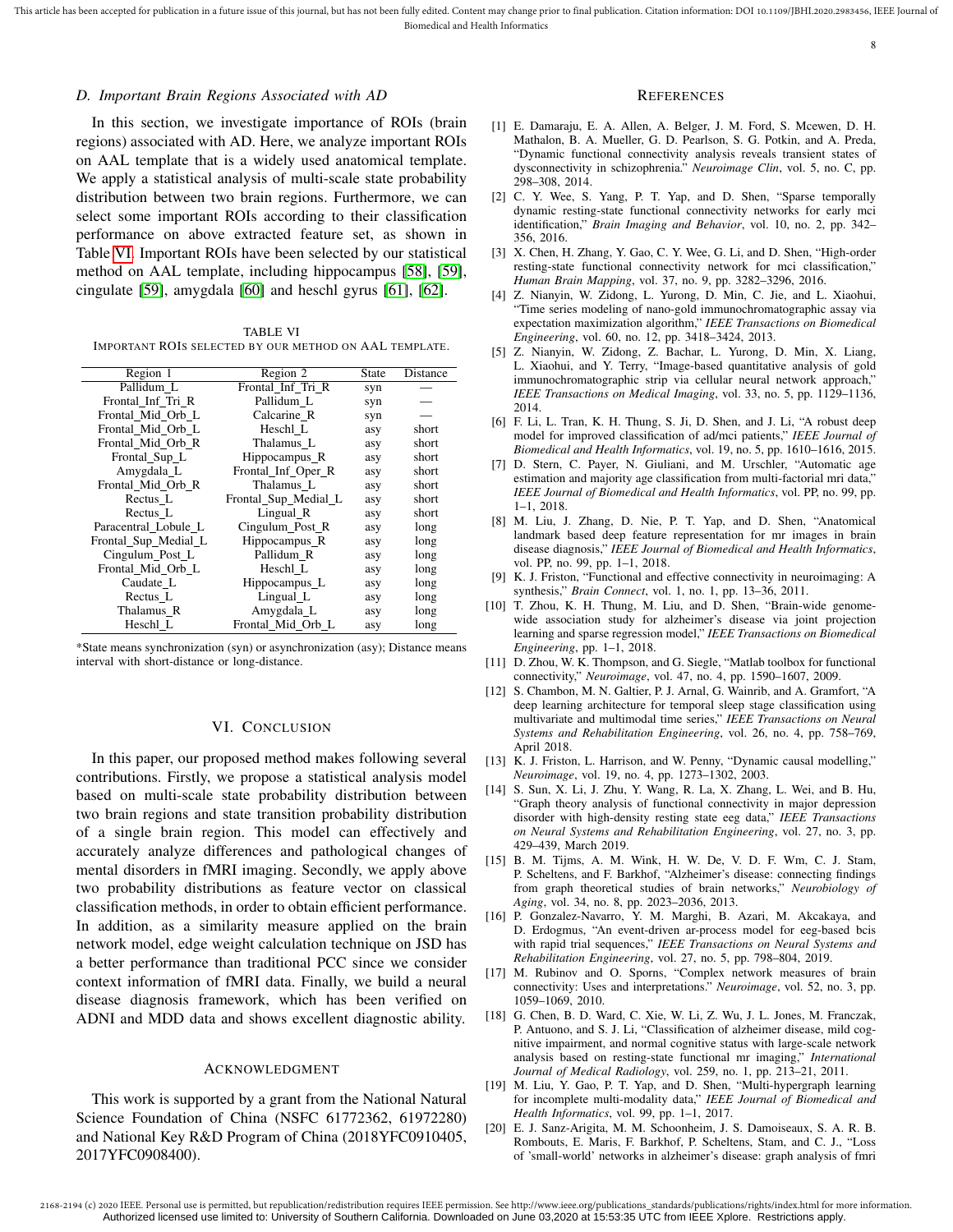### D. Important Brain Regions Associated with AD

In this section, we investigate importance of ROIs (brain regions) associated with AD. Here, we analyze important ROIs on AAL template that is a widely used anatomical template. We apply a statistical analysis of multi-scale state probability distribution between two brain regions. Furthermore, we can select some important ROIs according to their classification performance on above extracted feature set, as shown in Table VI. Important ROIs have been selected by our statistical method on AAL template, including hippocampus [58], [59], cingulate [59], amygdala [60] and heschl gyrus [61], [62].

TABLE VI
IMPORTANT ROIS SELECTED BY OUR METHOD ON AAL TEMPLATE.

| Region 1 | Region 2 | State | Distance |
|---|---|---|---|
| Pallidum_L | Frontal_Inf_Tri_R | syn | — |
| Frontal_Inf_Tri_R | Pallidum_L | syn | — |
| Frontal_Mid_Orb_L | Calcarine_R | syn | — |
| Frontal_Mid_Orb_L | Heschl_L | asy | short |
| Frontal_Mid_Orb_R | Thalamus_L | asy | short |
| Frontal_Sup_L | Hippocampus_R | asy | short |
| Amygdala_L | Frontal_Inf_Oper_R | asy | short |
| Frontal_Mid_Orb_R | Thalamus_L | asy | short |
| Rectus_L | Frontal_Sup_Medial_L | asy | short |
| Rectus_L | Lingual_R | asy | short |
| Paracentral_Lobule_L | Cingulum_Post_R | asy | long |
| Frontal_Sup_Medial_L | Hippocampus_R | asy | long |
| Cingulum_Post_L | Pallidum_R | asy | long |
| Frontal_Mid_Orb_L | Heschl_L | asy | long |
| Caudate_L | Hippocampus_L | asy | long |
| Rectus_L | Lingual_L | asy | long |
| Thalamus_R | Amygdala_L | asy | long |
| Heschl_L | Frontal_Mid_Orb_L | asy | long |

*State means synchronization (syn) or asynchronization (asy); Distance means interval with short-distance or long-distance.

## VI. CONCLUSION

In this paper, our proposed method makes following several contributions. Firstly, we propose a statistical analysis model based on multi-scale state probability distribution between two brain regions and state transition probability distribution of a single brain region. This model can effectively and accurately analyze differences and pathological changes of mental disorders in fMRI imaging. Secondly, we apply above two probability distributions as feature vector on classical classification methods, in order to obtain efficient performance. In addition, as a similarity measure applied on the brain network model, edge weight calculation technique on JSD has a better performance than traditional PCC since we consider context information of fMRI data. Finally, we build a neural disease diagnosis framework, which has been verified on ADNI and MDD data and shows excellent diagnostic ability.

## ACKNOWLEDGMENT

This work is supported by a grant from the National Natural Science Foundation of China (NSFC 61772362, 61972280) and National Key R&D Program of China (2018YFC0910405, 2017YFC0908400).

## REFERENCES

[1] E. Damaraju, E. A. Allen, A. Belger, J. M. Ford, S. Mcewen, D. H. Mathalon, B. A. Mueller, G. D. Pearlson, S. G. Potkin, and A. Preda, "Dynamic functional connectivity analysis reveals transient states of dysconnectivity in schizophrenia." *Neuroimage Clin*, vol. 5, no. C, pp. 298–308, 2014.

[2] C. Y. Wee, S. Yang, P. T. Yap, and D. Shen, "Sparse temporally dynamic resting-state functional connectivity networks for early mci identification," *Brain Imaging and Behavior*, vol. 10, no. 2, pp. 342–356, 2016.

[3] X. Chen, H. Zhang, Y. Gao, C. Y. Wee, G. Li, and D. Shen, "High-order resting-state functional connectivity network for mci classification," *Human Brain Mapping*, vol. 37, no. 9, pp. 3282–3296, 2016.

[4] Z. Nianyin, W. Zidong, L. Yurong, D. Min, C. Jie, and L. Xiaohui, "Time series modeling of nano-gold immunochromatographic assay via expectation maximization algorithm," *IEEE Transactions on Biomedical Engineering*, vol. 60, no. 12, pp. 3418–3424, 2013.

[5] Z. Nianyin, W. Zidong, Z. Bachar, L. Yurong, D. Min, X. Liang, L. Xiaohui, and Y. Terry, "Image-based quantitative analysis of gold immunochromatographic strip via cellular neural network approach," *IEEE Transactions on Medical Imaging*, vol. 33, no. 5, pp. 1129–1136, 2014.

[6] F. Li, L. Tran, K. H. Thung, S. Ji, D. Shen, and J. Li, "A robust deep model for improved classification of ad/mci patients," *IEEE Journal of Biomedical and Health Informatics*, vol. 19, no. 5, pp. 1610–1616, 2015.

[7] D. Stern, C. Payer, N. Giuliani, and M. Urschler, "Automatic age estimation and majority age classification from multi-factorial mri data," *IEEE Journal of Biomedical and Health Informatics*, vol. PP, no. 99, pp. 1–1, 2018.

[8] M. Liu, J. Zhang, D. Nie, P. T. Yap, and D. Shen, "Anatomical landmark based deep feature representation for mr images in brain disease diagnosis," *IEEE Journal of Biomedical and Health Informatics*, vol. PP, no. 99, pp. 1–1, 2018.

[9] K. J. Friston, "Functional and effective connectivity in neuroimaging: A synthesis," *Brain Connect*, vol. 1, no. 1, pp. 13–36, 2011.

[10] T. Zhou, K. H. Thung, M. Liu, and D. Shen, "Brain-wide genome-wide association study for alzheimer's disease via joint projection learning and sparse regression model," *IEEE Transactions on Biomedical Engineering*, pp. 1–1, 2018.

[11] D. Zhou, W. K. Thompson, and G. Siegle, "Matlab toolbox for functional connectivity," *Neuroimage*, vol. 47, no. 4, pp. 1590–1607, 2009.

[12] S. Chambon, M. N. Galtier, P. J. Arnal, G. Wainrib, and A. Gramfort, "A deep learning architecture for temporal sleep stage classification using multivariate and multimodal time series," *IEEE Transactions on Neural Systems and Rehabilitation Engineering*, vol. 26, no. 4, pp. 758–769, April 2018.

[13] K. J. Friston, L. Harrison, and W. Penny, "Dynamic causal modelling," *Neuroimage*, vol. 19, no. 4, pp. 1273–1302, 2003.

[14] S. Sun, X. Li, J. Zhu, Y. Wang, R. La, X. Zhang, L. Wei, and B. Hu, "Graph theory analysis of functional connectivity in major depression disorder with high-density resting state eeg data," *IEEE Transactions on Neural Systems and Rehabilitation Engineering*, vol. 27, no. 3, pp. 429–439, March 2019.

[15] B. M. Tijms, A. M. Wink, H. W. De, V. D. F. Wm, C. J. Stam, P. Scheltens, and F. Barkhof, "Alzheimer's disease: connecting findings from graph theoretical studies of brain networks," *Neurobiology of Aging*, vol. 34, no. 8, pp. 2023–2036, 2013.

[16] P. Gonzalez-Navarro, Y. M. Marghi, B. Azari, M. Akcakaya, and D. Erdogmus, "An event-driven ar-process model for eeg-based bcis with rapid trial sequences," *IEEE Transactions on Neural Systems and Rehabilitation Engineering*, vol. 27, no. 5, pp. 798–804, 2019.

[17] M. Rubinov and O. Sporns, "Complex network measures of brain connectivity: Uses and interpretations." *Neuroimage*, vol. 52, no. 3, pp. 1059–1069, 2010.

[18] G. Chen, B. D. Ward, C. Xie, W. Li, Z. Wu, J. L. Jones, M. Franczak, P. Antuono, and S. J. Li, "Classification of alzheimer disease, mild cognitive impairment, and normal cognitive status with large-scale network analysis based on resting-state functional mr imaging," *International Journal of Medical Radiology*, vol. 259, no. 1, pp. 213–21, 2011.

[19] M. Liu, Y. Gao, P. T. Yap, and D. Shen, "Multi-hypergraph learning for incomplete multi-modality data," *IEEE Journal of Biomedical and Health Informatics*, vol. 99, pp. 1–1, 2017.

[20] E. J. Sanz-Arigita, M. M. Schoonheim, J. S. Damoiseaux, S. A. R. B. Rombouts, E. Maris, F. Barkhof, P. Scheltens, Stam, and C. J., "Loss of 'small-world' networks in alzheimer's disease: graph analysis of fmri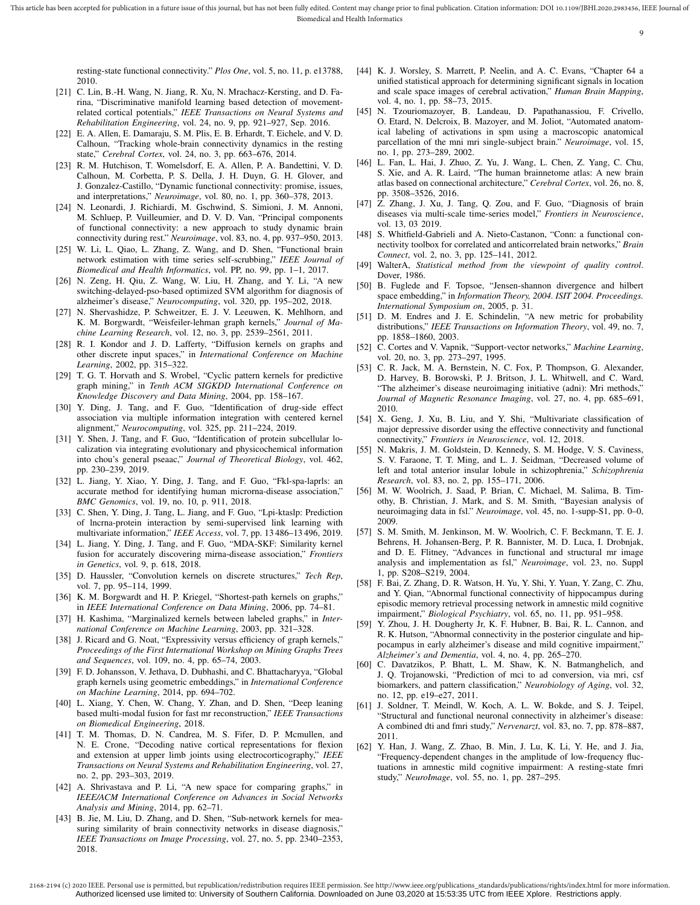resting-state functional connectivity." *Plos One*, vol. 5, no. 11, p. e13788, 2010.

[21] C. Lin, B.-H. Wang, N. Jiang, R. Xu, N. Mrachacz-Kersting, and D. Farina, "Discriminative manifold learning based detection of movement-related cortical potentials," *IEEE Transactions on Neural Systems and Rehabilitation Engineering*, vol. 24, no. 9, pp. 921–927, Sep. 2016.

[22] E. A. Allen, E. Damaraju, S. M. Plis, E. B. Erhardt, T. Eichele, and V. D. Calhoun, "Tracking whole-brain connectivity dynamics in the resting state," *Cerebral Cortex*, vol. 24, no. 3, pp. 663–676, 2014.

[23] R. M. Hutchison, T. Womelsdorf, E. A. Allen, P. A. Bandettini, V. D. Calhoun, M. Corbetta, P. S. Della, J. H. Duyn, G. H. Glover, and J. Gonzalez-Castillo, "Dynamic functional connectivity: promise, issues, and interpretations," *Neuroimage*, vol. 80, no. 1, pp. 360–378, 2013.

[24] N. Leonardi, J. Richiardi, M. Gschwind, S. Simioni, J. M. Annoni, M. Schluep, P. Vuilleumier, and D. V. D. Van, "Principal components of functional connectivity: a new approach to study dynamic brain connectivity during rest." *Neuroimage*, vol. 83, no. 4, pp. 937–950, 2013.

[25] W. Li, L. Qiao, L. Zhang, Z. Wang, and D. Shen, "Functional brain network estimation with time series self-scrubbing," *IEEE Journal of Biomedical and Health Informatics*, vol. PP, no. 99, pp. 1–1, 2017.

[26] N. Zeng, H. Qiu, Z. Wang, W. Liu, H. Zhang, and Y. Li, "A new switching-delayed-pso-based optimized SVM algorithm for diagnosis of alzheimer's disease," *Neurocomputing*, vol. 320, pp. 195–202, 2018.

[27] N. Shervashidze, P. Schweitzer, E. J. V. Leeuwen, K. Mehlhorn, and K. M. Borgwardt, "Weisfeiler-lehman graph kernels," *Journal of Machine Learning Research*, vol. 12, no. 3, pp. 2539–2561, 2011.

[28] R. I. Kondor and J. D. Lafferty, "Diffusion kernels on graphs and other discrete input spaces," in *International Conference on Machine Learning*, 2002, pp. 315–322.

[29] T. G. T. Horvath and S. Wrobel, "Cyclic pattern kernels for predictive graph mining," in *Tenth ACM SIGKDD International Conference on Knowledge Discovery and Data Mining*, 2004, pp. 158–167.

[30] Y. Ding, J. Tang, and F. Guo, "Identification of drug-side effect association via multiple information integration with centered kernel alignment," *Neurocomputing*, vol. 325, pp. 211–224, 2019.

[31] Y. Shen, J. Tang, and F. Guo, "Identification of protein subcellular localization via integrating evolutionary and physicochemical information into chou's general pseaac," *Journal of Theoretical Biology*, vol. 462, pp. 230–239, 2019.

[32] L. Jiang, Y. Xiao, Y. Ding, J. Tang, and F. Guo, "Fkl-spa-laprls: an accurate method for identifying human microrna-disease association," *BMC Genomics*, vol. 19, no. 10, p. 911, 2018.

[33] C. Shen, Y. Ding, J. Tang, L. Jiang, and F. Guo, "Lpi-ktaslp: Prediction of lncrna-protein interaction by semi-supervised link learning with multivariate information," *IEEE Access*, vol. 7, pp. 13 486–13 496, 2019.

[34] L. Jiang, Y. Ding, J. Tang, and F. Guo, "MDA-SKF: Similarity kernel fusion for accurately discovering mirna-disease association," *Frontiers in Genetics*, vol. 9, p. 618, 2018.

[35] D. Haussler, "Convolution kernels on discrete structures," *Tech Rep*, vol. 7, pp. 95–114, 1999.

[36] K. M. Borgwardt and H. P. Kriegel, "Shortest-path kernels on graphs," in *IEEE International Conference on Data Mining*, 2006, pp. 74–81.

[37] H. Kashima, "Marginalized kernels between labeled graphs," in *International Conference on Machine Learning*, 2003, pp. 321–328.

[38] J. Ricard and G. Noat, "Expressivity versus efficiency of graph kernels," *Proceedings of the First International Workshop on Mining Graphs Trees and Sequences*, vol. 109, no. 4, pp. 65–74, 2003.

[39] F. D. Johansson, V. Jethava, D. Dubhashi, and C. Bhattacharyya, "Global graph kernels using geometric embeddings," in *International Conference on Machine Learning*, 2014, pp. 694–702.

[40] L. Xiang, Y. Chen, W. Chang, Y. Zhan, and D. Shen, "Deep leaning based multi-modal fusion for fast mr reconstruction," *IEEE Transactions on Biomedical Engineering*, 2018.

[41] T. M. Thomas, D. N. Candrea, M. S. Fifer, D. P. Mcmullen, and N. E. Crone, "Decoding native cortical representations for flexion and extension at upper limb joints using electrocorticography," *IEEE Transactions on Neural Systems and Rehabilitation Engineering*, vol. 27, no. 2, pp. 293–303, 2019.

[42] A. Shrivastava and P. Li, "A new space for comparing graphs," in *IEEE/ACM International Conference on Advances in Social Networks Analysis and Mining*, 2014, pp. 62–71.

[43] B. Jie, M. Liu, D. Zhang, and D. Shen, "Sub-network kernels for measuring similarity of brain connectivity networks in disease diagnosis," *IEEE Transactions on Image Processing*, vol. 27, no. 5, pp. 2340–2353, 2018.

[44] K. J. Worsley, S. Marrett, P. Neelin, and A. C. Evans, "Chapter 64 a unified statistical approach for determining significant signals in location and scale space images of cerebral activation," *Human Brain Mapping*, vol. 4, no. 1, pp. 58–73, 2015.

[45] N. Tzouriomazoyer, B. Landeau, D. Papathanassiou, F. Crivello, O. Etard, N. Delcroix, B. Mazoyer, and M. Joliot, "Automated anatomical labeling of activations in spm using a macroscopic anatomical parcellation of the mni mri single-subject brain." *Neuroimage*, vol. 15, no. 1, pp. 273–289, 2002.

[46] L. Fan, L. Hai, J. Zhuo, Z. Yu, J. Wang, L. Chen, Z. Yang, C. Chu, S. Xie, and A. R. Laird, "The human brainnetome atlas: A new brain atlas based on connectional architecture," *Cerebral Cortex*, vol. 26, no. 8, pp. 3508–3526, 2016.

[47] Z. Zhang, J. Xu, J. Tang, Q. Zou, and F. Guo, "Diagnosis of brain diseases via multi-scale time-series model," *Frontiers in Neuroscience*, vol. 13, 03 2019.

[48] S. Whitfield-Gabrieli and A. Nieto-Castanon, "Conn: a functional connectivity toolbox for correlated and anticorrelated brain networks," *Brain Connect*, vol. 2, no. 3, pp. 125–141, 2012.

[49] WalterA, *Statistical method from the viewpoint of quality control*. Dover, 1986.

[50] B. Fuglede and F. Topsoe, "Jensen-shannon divergence and hilbert space embedding," in *Information Theory, 2004. ISIT 2004. Proceedings. International Symposium on*, 2005, p. 31.

[51] D. M. Endres and J. E. Schindelin, "A new metric for probability distributions," *IEEE Transactions on Information Theory*, vol. 49, no. 7, pp. 1858–1860, 2003.

[52] C. Cortes and V. Vapnik, "Support-vector networks," *Machine Learning*, vol. 20, no. 3, pp. 273–297, 1995.

[53] C. R. Jack, M. A. Bernstein, N. C. Fox, P. Thompson, G. Alexander, D. Harvey, B. Borowski, P. J. Britson, J. L. Whitwell, and C. Ward, "The alzheimer's disease neuroimaging initiative (adni): Mri methods," *Journal of Magnetic Resonance Imaging*, vol. 27, no. 4, pp. 685–691, 2010.

[54] X. Geng, J. Xu, B. Liu, and Y. Shi, "Multivariate classification of major depressive disorder using the effective connectivity and functional connectivity," *Frontiers in Neuroscience*, vol. 12, 2018.

[55] N. Makris, J. M. Goldstein, D. Kennedy, S. M. Hodge, V. S. Caviness, S. V. Faraone, T. T. Ming, and L. J. Seidman, "Decreased volume of left and total anterior insular lobule in schizophrenia," *Schizophrenia Research*, vol. 83, no. 2, pp. 155–171, 2006.

[56] M. W. Woolrich, J. Saad, P. Brian, C. Michael, M. Salima, B. Timothy, B. Christian, J. Mark, and S. M. Smith, "Bayesian analysis of neuroimaging data in fsl." *Neuroimage*, vol. 45, no. 1-supp-S1, pp. 0–0, 2009.

[57] S. M. Smith, M. Jenkinson, M. W. Woolrich, C. F. Beckmann, T. E. J. Behrens, H. Johansen-Berg, P. R. Bannister, M. D. Luca, I. Drobnjak, and D. E. Flitney, "Advances in functional and structural mr image analysis and implementation as fsl," *Neuroimage*, vol. 23, no. Suppl 1, pp. S208–S219, 2004.

[58] F. Bai, Z. Zhang, D. R. Watson, H. Yu, Y. Shi, Y. Yuan, Y. Zang, C. Zhu, and Y. Qian, "Abnormal functional connectivity of hippocampus during episodic memory retrieval processing network in amnestic mild cognitive impairment," *Biological Psychiatry*, vol. 65, no. 11, pp. 951–958.

[59] Y. Zhou, J. H. Dougherty Jr, K. F. Hubner, B. Bai, R. L. Cannon, and R. K. Hutson, "Abnormal connectivity in the posterior cingulate and hippocampus in early alzheimer's disease and mild cognitive impairment," *Alzheimer's and Dementia*, vol. 4, no. 4, pp. 265–270.

[60] C. Davatzikos, P. Bhatt, L. M. Shaw, K. N. Batmanghelich, and J. Q. Trojanowski, "Prediction of mci to ad conversion, via mri, csf biomarkers, and pattern classification," *Neurobiology of Aging*, vol. 32, no. 12, pp. e19–e27, 2011.

[61] J. Soldner, T. Meindl, W. Koch, A. L. W. Bokde, and S. J. Teipel, "Structural and functional neuronal connectivity in alzheimer's disease: A combined dti and fmri study," *Nervenarzt*, vol. 83, no. 7, pp. 878–887, 2011.

[62] Y. Han, J. Wang, Z. Zhao, B. Min, J. Lu, K. Li, Y. He, and J. Jia, "Frequency-dependent changes in the amplitude of low-frequency fluctuations in amnestic mild cognitive impairment: A resting-state fmri study," *NeuroImage*, vol. 55, no. 1, pp. 287–295.